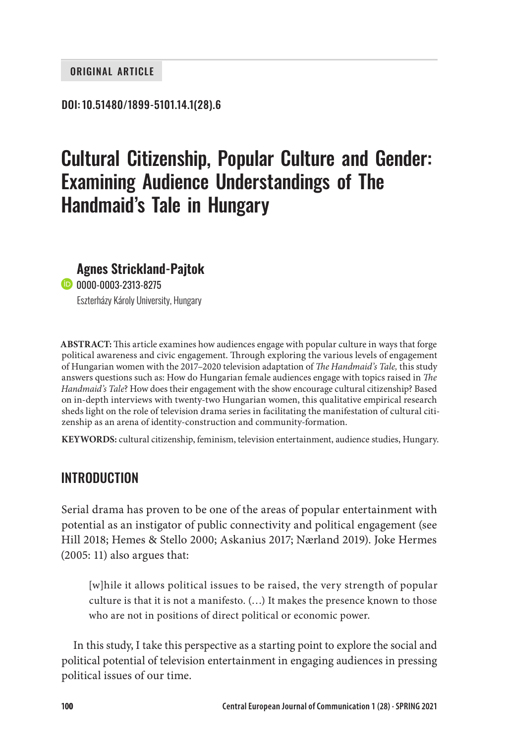ORIGINAL ARTICLE

**DOI: 10.51480/1899-5101.14.1(28).6**

# Cultural Citizenship, Popular Culture and Gender: Examining Audience Understandings of The Handmaid's Tale in Hungary

**Agnes Strickland-Pajtok**

0000-0003-2313-8275

Eszterházy Károly University, Hungary

**ABSTRACT:** This article examines how audiences engage with popular culture in ways that forge political awareness and civic engagement. Through exploring the various levels of engagement of Hungarian women with the 2017–2020 television adaptation of *The Handmaid's Tale,* this study answers questions such as: How do Hungarian female audiences engage with topics raised in *The Handmaid's Tale*? How does their engagement with the show encourage cultural citizenship? Based on in-depth interviews with twenty-two Hungarian women, this qualitative empirical research sheds light on the role of television drama series in facilitating the manifestation of cultural citizenship as an arena of identity-construction and community-formation.

**KEYWORDS:** cultural citizenship, feminism, television entertainment, audience studies, Hungary.

## INTRODUCTION

Serial drama has proven to be one of the areas of popular entertainment with potential as an instigator of public connectivity and political engagement (see Hill 2018; Hemes & Stello 2000; Askanius 2017; Nærland 2019). Joke Hermes (2005: 11) also argues that:

> [w]hile it allows political issues to be raised, the very strength of popular culture is that it is not a manifesto. (…) It makes the presence known to those who are not in positions of direct political or economic power.

In this study, I take this perspective as a starting point to explore the social and political potential of television entertainment in engaging audiences in pressing political issues of our time.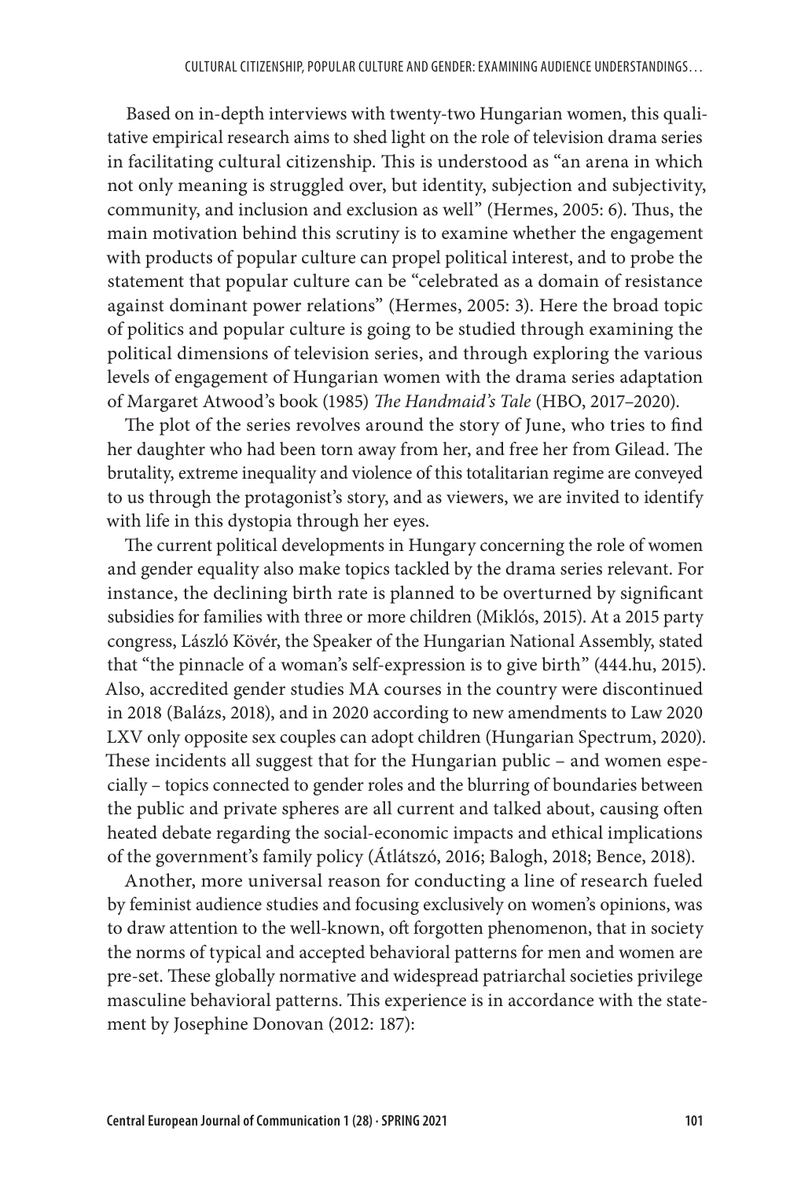Based on in-depth interviews with twenty-two Hungarian women, this qualitative empirical research aims to shed light on the role of television drama series in facilitating cultural citizenship. This is understood as "an arena in which not only meaning is struggled over, but identity, subjection and subjectivity, community, and inclusion and exclusion as well" (Hermes, 2005: 6). Thus, the main motivation behind this scrutiny is to examine whether the engagement with products of popular culture can propel political interest, and to probe the statement that popular culture can be "celebrated as a domain of resistance against dominant power relations" (Hermes, 2005: 3). Here the broad topic of politics and popular culture is going to be studied through examining the political dimensions of television series, and through exploring the various levels of engagement of Hungarian women with the drama series adaptation of Margaret Atwood's book (1985) *The Handmaid's Tale* (HBO, 2017–2020).

The plot of the series revolves around the story of June, who tries to find her daughter who had been torn away from her, and free her from Gilead. The brutality, extreme inequality and violence of this totalitarian regime are conveyed to us through the protagonist's story, and as viewers, we are invited to identify with life in this dystopia through her eyes.

The current political developments in Hungary concerning the role of women and gender equality also make topics tackled by the drama series relevant. For instance, the declining birth rate is planned to be overturned by significant subsidies for families with three or more children (Miklós, 2015). At a 2015 party congress, László Kövér, the Speaker of the Hungarian National Assembly, stated that "the pinnacle of a woman's self-expression is to give birth" (444.hu, 2015). Also, accredited gender studies MA courses in the country were discontinued in 2018 (Balázs, 2018), and in 2020 according to new amendments to Law 2020 LXV only opposite sex couples can adopt children (Hungarian Spectrum, 2020). These incidents all suggest that for the Hungarian public – and women especially – topics connected to gender roles and the blurring of boundaries between the public and private spheres are all current and talked about, causing often heated debate regarding the social-economic impacts and ethical implications of the government's family policy (Átlátszó, 2016; Balogh, 2018; Bence, 2018).

Another, more universal reason for conducting a line of research fueled by feminist audience studies and focusing exclusively on women's opinions, was to draw attention to the well-known, oft forgotten phenomenon, that in society the norms of typical and accepted behavioral patterns for men and women are pre-set. These globally normative and widespread patriarchal societies privilege masculine behavioral patterns. This experience is in accordance with the statement by Josephine Donovan (2012: 187):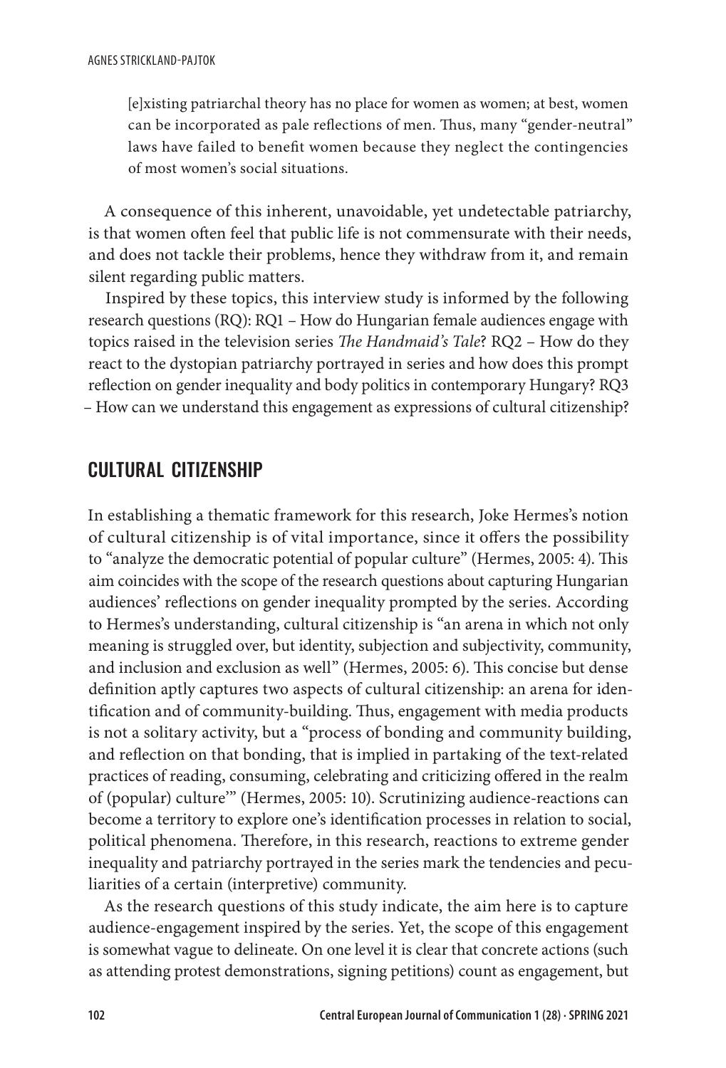> [e]xisting patriarchal theory has no place for women as women; at best, women can be incorporated as pale reflections of men. Thus, many "gender-neutral" laws have failed to benefit women because they neglect the contingencies of most women's social situations.

A consequence of this inherent, unavoidable, yet undetectable patriarchy, is that women often feel that public life is not commensurate with their needs, and does not tackle their problems, hence they withdraw from it, and remain silent regarding public matters.

Inspired by these topics, this interview study is informed by the following research questions (RQ): RQ1 – How do Hungarian female audiences engage with topics raised in the television series *The Handmaid's Tale*? RQ2 – How do they react to the dystopian patriarchy portrayed in series and how does this prompt reflection on gender inequality and body politics in contemporary Hungary? RQ3 – How can we understand this engagement as expressions of cultural citizenship?

## CULTURAL CITIZENSHIP

In establishing a thematic framework for this research, Joke Hermes's notion of cultural citizenship is of vital importance, since it offers the possibility to "analyze the democratic potential of popular culture" (Hermes, 2005: 4). This aim coincides with the scope of the research questions about capturing Hungarian audiences' reflections on gender inequality prompted by the series. According to Hermes's understanding, cultural citizenship is "an arena in which not only meaning is struggled over, but identity, subjection and subjectivity, community, and inclusion and exclusion as well" (Hermes, 2005: 6). This concise but dense definition aptly captures two aspects of cultural citizenship: an arena for identification and of community-building. Thus, engagement with media products is not a solitary activity, but a "process of bonding and community building, and reflection on that bonding, that is implied in partaking of the text-related practices of reading, consuming, celebrating and criticizing offered in the realm of (popular) culture'" (Hermes, 2005: 10). Scrutinizing audience-reactions can become a territory to explore one's identification processes in relation to social, political phenomena. Therefore, in this research, reactions to extreme gender inequality and patriarchy portrayed in the series mark the tendencies and peculiarities of a certain (interpretive) community.

As the research questions of this study indicate, the aim here is to capture audience-engagement inspired by the series. Yet, the scope of this engagement is somewhat vague to delineate. On one level it is clear that concrete actions (such as attending protest demonstrations, signing petitions) count as engagement, but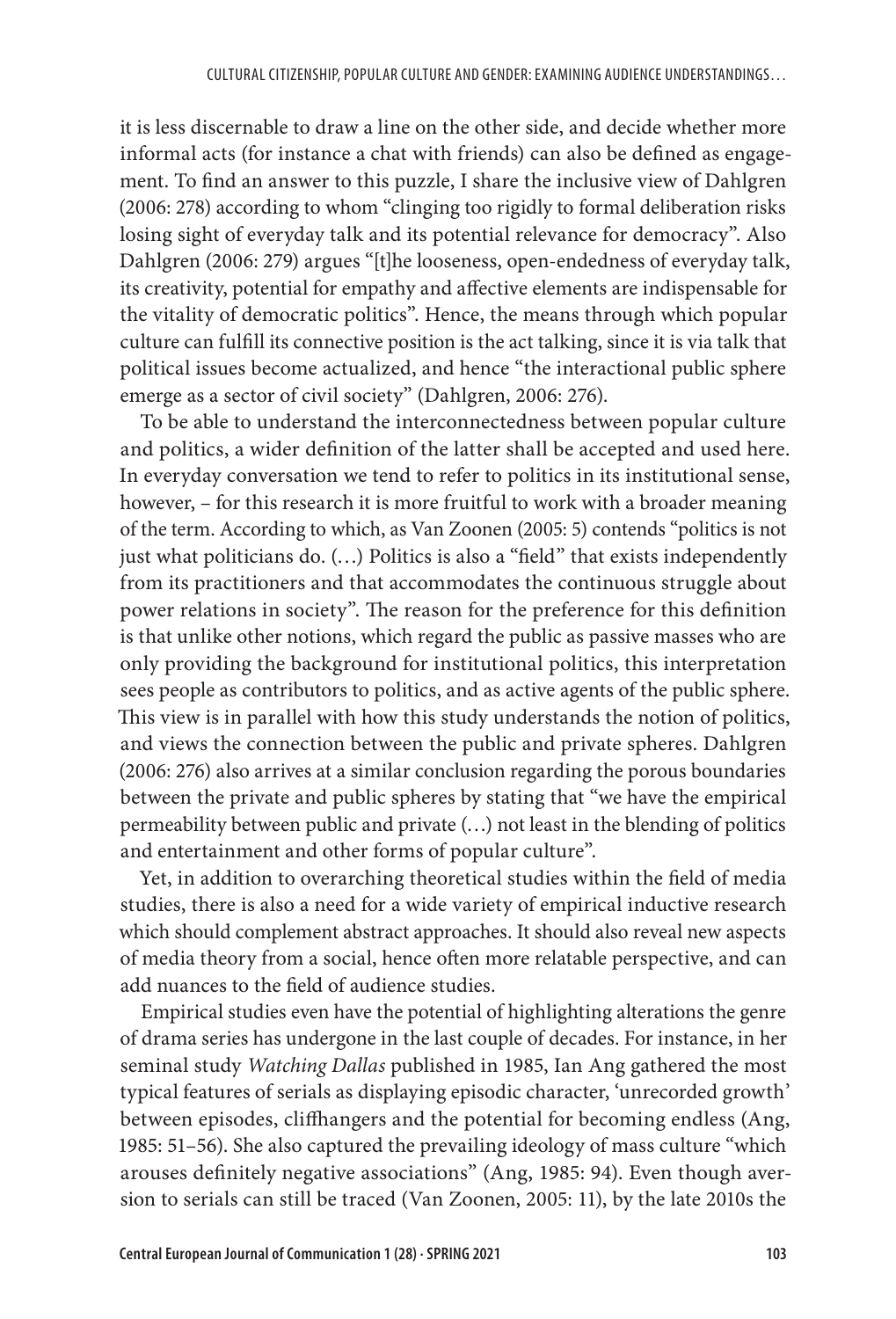it is less discernable to draw a line on the other side, and decide whether more informal acts (for instance a chat with friends) can also be defined as engagement. To find an answer to this puzzle, I share the inclusive view of Dahlgren (2006: 278) according to whom "clinging too rigidly to formal deliberation risks losing sight of everyday talk and its potential relevance for democracy". Also Dahlgren (2006: 279) argues "[t]he looseness, open-endedness of everyday talk, its creativity, potential for empathy and affective elements are indispensable for the vitality of democratic politics". Hence, the means through which popular culture can fulfill its connective position is the act talking, since it is via talk that political issues become actualized, and hence "the interactional public sphere emerge as a sector of civil society" (Dahlgren, 2006: 276).

To be able to understand the interconnectedness between popular culture and politics, a wider definition of the latter shall be accepted and used here. In everyday conversation we tend to refer to politics in its institutional sense, however, – for this research it is more fruitful to work with a broader meaning of the term. According to which, as Van Zoonen (2005: 5) contends "politics is not just what politicians do. (…) Politics is also a "field" that exists independently from its practitioners and that accommodates the continuous struggle about power relations in society". The reason for the preference for this definition is that unlike other notions, which regard the public as passive masses who are only providing the background for institutional politics, this interpretation sees people as contributors to politics, and as active agents of the public sphere. This view is in parallel with how this study understands the notion of politics, and views the connection between the public and private spheres. Dahlgren (2006: 276) also arrives at a similar conclusion regarding the porous boundaries between the private and public spheres by stating that "we have the empirical permeability between public and private (…) not least in the blending of politics and entertainment and other forms of popular culture".

Yet, in addition to overarching theoretical studies within the field of media studies, there is also a need for a wide variety of empirical inductive research which should complement abstract approaches. It should also reveal new aspects of media theory from a social, hence often more relatable perspective, and can add nuances to the field of audience studies.

Empirical studies even have the potential of highlighting alterations the genre of drama series has undergone in the last couple of decades. For instance, in her seminal study *Watching Dallas* published in 1985, Ian Ang gathered the most typical features of serials as displaying episodic character, 'unrecorded growth' between episodes, cliffhangers and the potential for becoming endless (Ang, 1985: 51–56). She also captured the prevailing ideology of mass culture "which arouses definitely negative associations" (Ang, 1985: 94). Even though aversion to serials can still be traced (Van Zoonen, 2005: 11), by the late 2010s the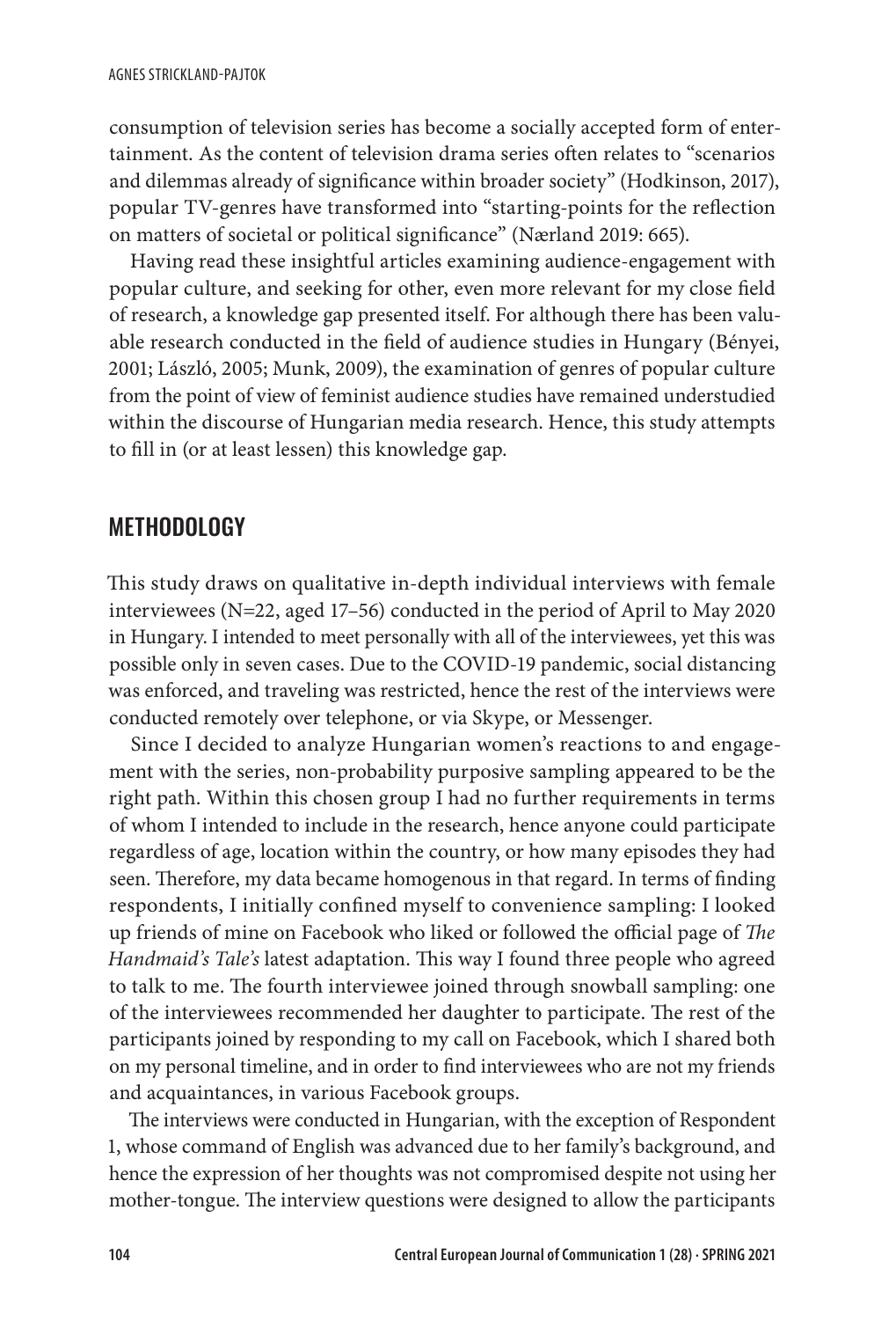consumption of television series has become a socially accepted form of entertainment. As the content of television drama series often relates to "scenarios and dilemmas already of significance within broader society" (Hodkinson, 2017), popular TV-genres have transformed into "starting-points for the reflection on matters of societal or political significance" (Nærland 2019: 665).

Having read these insightful articles examining audience-engagement with popular culture, and seeking for other, even more relevant for my close field of research, a knowledge gap presented itself. For although there has been valuable research conducted in the field of audience studies in Hungary (Bényei, 2001; László, 2005; Munk, 2009), the examination of genres of popular culture from the point of view of feminist audience studies have remained understudied within the discourse of Hungarian media research. Hence, this study attempts to fill in (or at least lessen) this knowledge gap.

## METHODOLOGY

This study draws on qualitative in-depth individual interviews with female interviewees (N=22, aged 17–56) conducted in the period of April to May 2020 in Hungary. I intended to meet personally with all of the interviewees, yet this was possible only in seven cases. Due to the COVID-19 pandemic, social distancing was enforced, and traveling was restricted, hence the rest of the interviews were conducted remotely over telephone, or via Skype, or Messenger.

Since I decided to analyze Hungarian women's reactions to and engagement with the series, non-probability purposive sampling appeared to be the right path. Within this chosen group I had no further requirements in terms of whom I intended to include in the research, hence anyone could participate regardless of age, location within the country, or how many episodes they had seen. Therefore, my data became homogenous in that regard. In terms of finding respondents, I initially confined myself to convenience sampling: I looked up friends of mine on Facebook who liked or followed the official page of *The Handmaid's Tale's* latest adaptation. This way I found three people who agreed to talk to me. The fourth interviewee joined through snowball sampling: one of the interviewees recommended her daughter to participate. The rest of the participants joined by responding to my call on Facebook, which I shared both on my personal timeline, and in order to find interviewees who are not my friends and acquaintances, in various Facebook groups.

The interviews were conducted in Hungarian, with the exception of Respondent 1, whose command of English was advanced due to her family's background, and hence the expression of her thoughts was not compromised despite not using her mother-tongue. The interview questions were designed to allow the participants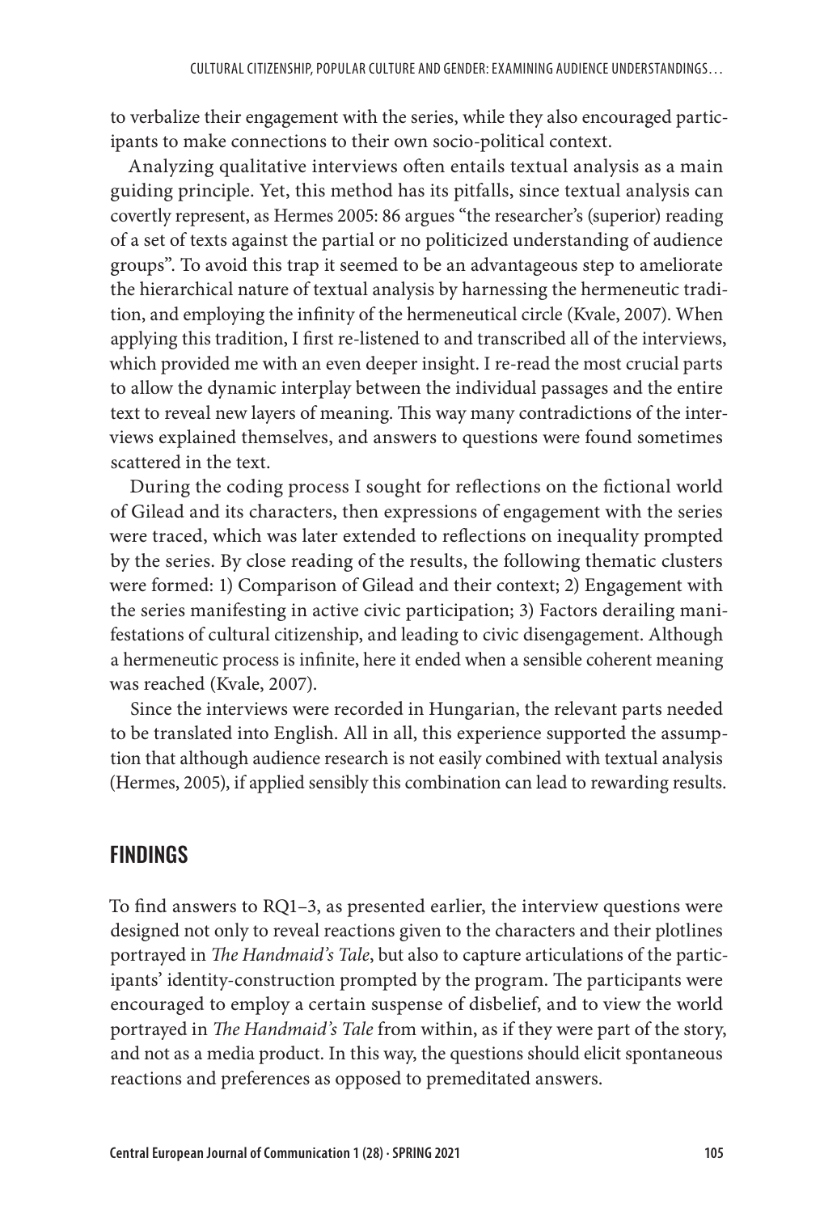to verbalize their engagement with the series, while they also encouraged participants to make connections to their own socio-political context.

Analyzing qualitative interviews often entails textual analysis as a main guiding principle. Yet, this method has its pitfalls, since textual analysis can covertly represent, as Hermes 2005: 86 argues "the researcher's (superior) reading of a set of texts against the partial or no politicized understanding of audience groups". To avoid this trap it seemed to be an advantageous step to ameliorate the hierarchical nature of textual analysis by harnessing the hermeneutic tradition, and employing the infinity of the hermeneutical circle (Kvale, 2007). When applying this tradition, I first re-listened to and transcribed all of the interviews, which provided me with an even deeper insight. I re-read the most crucial parts to allow the dynamic interplay between the individual passages and the entire text to reveal new layers of meaning. This way many contradictions of the interviews explained themselves, and answers to questions were found sometimes scattered in the text.

During the coding process I sought for reflections on the fictional world of Gilead and its characters, then expressions of engagement with the series were traced, which was later extended to reflections on inequality prompted by the series. By close reading of the results, the following thematic clusters were formed: 1) Comparison of Gilead and their context; 2) Engagement with the series manifesting in active civic participation; 3) Factors derailing manifestations of cultural citizenship, and leading to civic disengagement. Although a hermeneutic process is infinite, here it ended when a sensible coherent meaning was reached (Kvale, 2007).

Since the interviews were recorded in Hungarian, the relevant parts needed to be translated into English. All in all, this experience supported the assumption that although audience research is not easily combined with textual analysis (Hermes, 2005), if applied sensibly this combination can lead to rewarding results.

## FINDINGS

To find answers to RQ1–3, as presented earlier, the interview questions were designed not only to reveal reactions given to the characters and their plotlines portrayed in *The Handmaid's Tale*, but also to capture articulations of the participants' identity-construction prompted by the program. The participants were encouraged to employ a certain suspense of disbelief, and to view the world portrayed in *The Handmaid's Tale* from within, as if they were part of the story, and not as a media product. In this way, the questions should elicit spontaneous reactions and preferences as opposed to premeditated answers.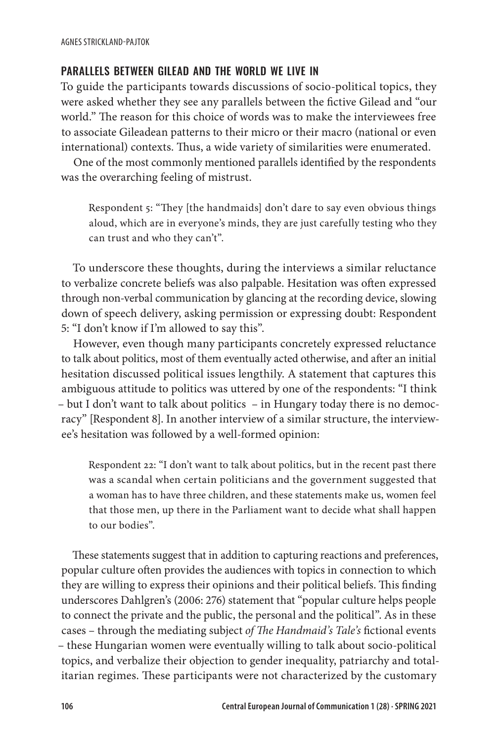## PARALLELS BETWEEN GILEAD AND THE WORLD WE LIVE IN

To guide the participants towards discussions of socio-political topics, they were asked whether they see any parallels between the fictive Gilead and "our world." The reason for this choice of words was to make the interviewees free to associate Gileadean patterns to their micro or their macro (national or even international) contexts. Thus, a wide variety of similarities were enumerated.

One of the most commonly mentioned parallels identified by the respondents was the overarching feeling of mistrust.

> Respondent 5: "They [the handmaids] don't dare to say even obvious things aloud, which are in everyone's minds, they are just carefully testing who they can trust and who they can't".

To underscore these thoughts, during the interviews a similar reluctance to verbalize concrete beliefs was also palpable. Hesitation was often expressed through non-verbal communication by glancing at the recording device, slowing down of speech delivery, asking permission or expressing doubt: Respondent 5: "I don't know if I'm allowed to say this".

However, even though many participants concretely expressed reluctance to talk about politics, most of them eventually acted otherwise, and after an initial hesitation discussed political issues lengthily. A statement that captures this ambiguous attitude to politics was uttered by one of the respondents: "I think – but I don't want to talk about politics – in Hungary today there is no democracy" [Respondent 8]. In another interview of a similar structure, the interviewee's hesitation was followed by a well-formed opinion:

> Respondent 22: "I don't want to talk about politics, but in the recent past there was a scandal when certain politicians and the government suggested that a woman has to have three children, and these statements make us, women feel that those men, up there in the Parliament want to decide what shall happen to our bodies".

These statements suggest that in addition to capturing reactions and preferences, popular culture often provides the audiences with topics in connection to which they are willing to express their opinions and their political beliefs. This finding underscores Dahlgren's (2006: 276) statement that "popular culture helps people to connect the private and the public, the personal and the political". As in these cases – through the mediating subject *of The Handmaid's Tale's* fictional events – these Hungarian women were eventually willing to talk about socio-political topics, and verbalize their objection to gender inequality, patriarchy and totalitarian regimes. These participants were not characterized by the customary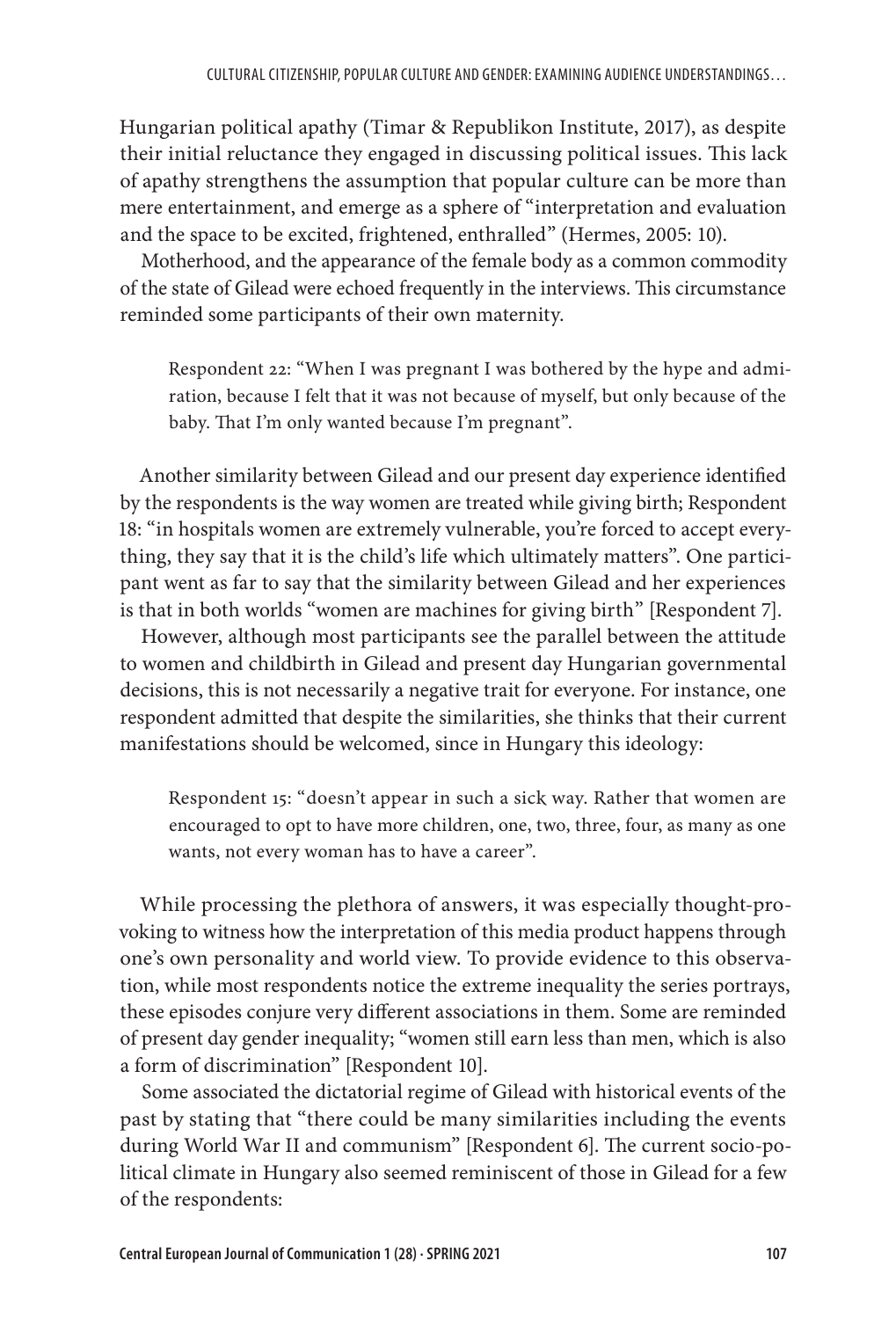Hungarian political apathy (Timar & Republikon Institute, 2017), as despite their initial reluctance they engaged in discussing political issues. This lack of apathy strengthens the assumption that popular culture can be more than mere entertainment, and emerge as a sphere of "interpretation and evaluation and the space to be excited, frightened, enthralled" (Hermes, 2005: 10).

Motherhood, and the appearance of the female body as a common commodity of the state of Gilead were echoed frequently in the interviews. This circumstance reminded some participants of their own maternity.

> Respondent 22: "When I was pregnant I was bothered by the hype and admiration, because I felt that it was not because of myself, but only because of the baby. That I'm only wanted because I'm pregnant".

Another similarity between Gilead and our present day experience identified by the respondents is the way women are treated while giving birth; Respondent 18: "in hospitals women are extremely vulnerable, you're forced to accept everything, they say that it is the child's life which ultimately matters". One participant went as far to say that the similarity between Gilead and her experiences is that in both worlds "women are machines for giving birth" [Respondent 7].

However, although most participants see the parallel between the attitude to women and childbirth in Gilead and present day Hungarian governmental decisions, this is not necessarily a negative trait for everyone. For instance, one respondent admitted that despite the similarities, she thinks that their current manifestations should be welcomed, since in Hungary this ideology:

> Respondent 15: "doesn't appear in such a sick way. Rather that women are encouraged to opt to have more children, one, two, three, four, as many as one wants, not every woman has to have a career".

While processing the plethora of answers, it was especially thought-provoking to witness how the interpretation of this media product happens through one's own personality and world view. To provide evidence to this observation, while most respondents notice the extreme inequality the series portrays, these episodes conjure very different associations in them. Some are reminded of present day gender inequality; "women still earn less than men, which is also a form of discrimination" [Respondent 10].

Some associated the dictatorial regime of Gilead with historical events of the past by stating that "there could be many similarities including the events during World War II and communism" [Respondent 6]. The current socio-political climate in Hungary also seemed reminiscent of those in Gilead for a few of the respondents: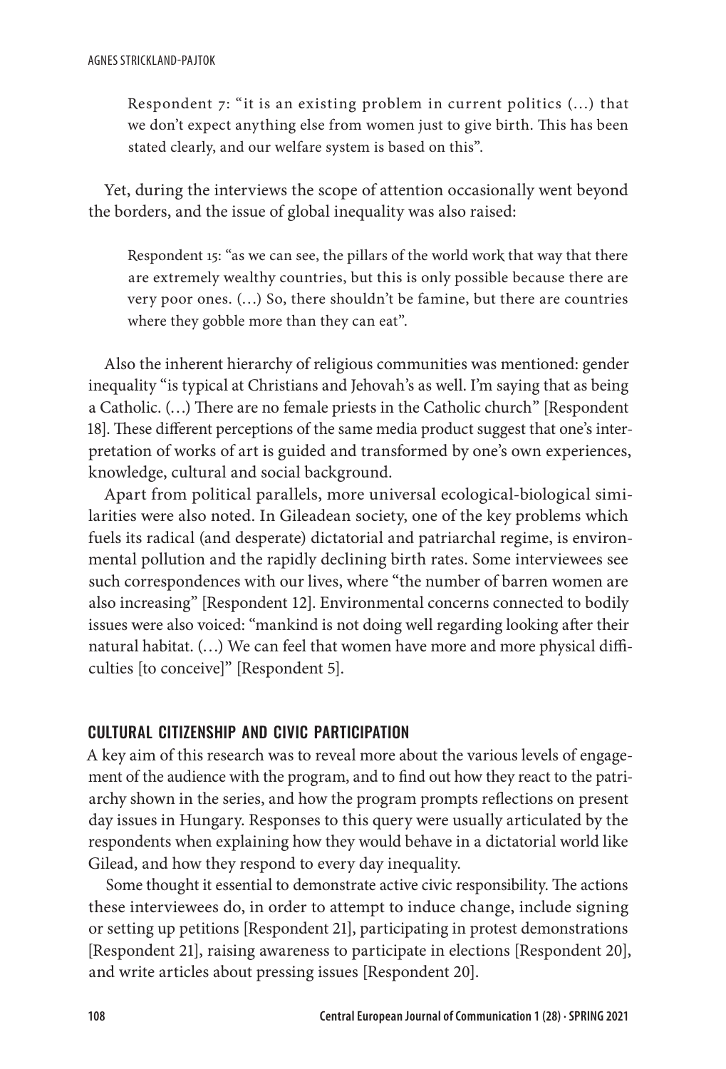> Respondent 7: "it is an existing problem in current politics (…) that we don't expect anything else from women just to give birth. This has been stated clearly, and our welfare system is based on this".

Yet, during the interviews the scope of attention occasionally went beyond the borders, and the issue of global inequality was also raised:

> Respondent 15: "as we can see, the pillars of the world work that way that there are extremely wealthy countries, but this is only possible because there are very poor ones. (…) So, there shouldn't be famine, but there are countries where they gobble more than they can eat".

Also the inherent hierarchy of religious communities was mentioned: gender inequality "is typical at Christians and Jehovah's as well. I'm saying that as being a Catholic. (…) There are no female priests in the Catholic church" [Respondent 18]. These different perceptions of the same media product suggest that one's interpretation of works of art is guided and transformed by one's own experiences, knowledge, cultural and social background.

Apart from political parallels, more universal ecological-biological similarities were also noted. In Gileadean society, one of the key problems which fuels its radical (and desperate) dictatorial and patriarchal regime, is environmental pollution and the rapidly declining birth rates. Some interviewees see such correspondences with our lives, where "the number of barren women are also increasing" [Respondent 12]. Environmental concerns connected to bodily issues were also voiced: "mankind is not doing well regarding looking after their natural habitat. (…) We can feel that women have more and more physical difficulties [to conceive]" [Respondent 5].

## CULTURAL CITIZENSHIP AND CIVIC PARTICIPATION

A key aim of this research was to reveal more about the various levels of engagement of the audience with the program, and to find out how they react to the patriarchy shown in the series, and how the program prompts reflections on present day issues in Hungary. Responses to this query were usually articulated by the respondents when explaining how they would behave in a dictatorial world like Gilead, and how they respond to every day inequality.

Some thought it essential to demonstrate active civic responsibility. The actions these interviewees do, in order to attempt to induce change, include signing or setting up petitions [Respondent 21], participating in protest demonstrations [Respondent 21], raising awareness to participate in elections [Respondent 20], and write articles about pressing issues [Respondent 20].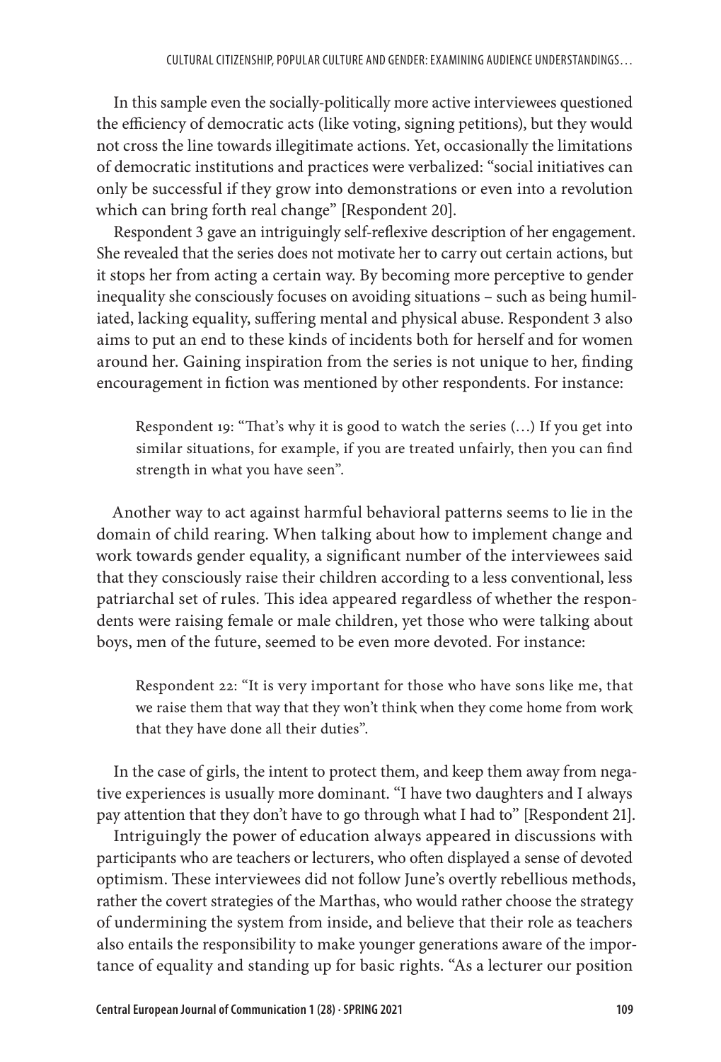In this sample even the socially-politically more active interviewees questioned the efficiency of democratic acts (like voting, signing petitions), but they would not cross the line towards illegitimate actions. Yet, occasionally the limitations of democratic institutions and practices were verbalized: "social initiatives can only be successful if they grow into demonstrations or even into a revolution which can bring forth real change" [Respondent 20].

Respondent 3 gave an intriguingly self-reflexive description of her engagement. She revealed that the series does not motivate her to carry out certain actions, but it stops her from acting a certain way. By becoming more perceptive to gender inequality she consciously focuses on avoiding situations – such as being humiliated, lacking equality, suffering mental and physical abuse. Respondent 3 also aims to put an end to these kinds of incidents both for herself and for women around her. Gaining inspiration from the series is not unique to her, finding encouragement in fiction was mentioned by other respondents. For instance:

> Respondent 19: "That's why it is good to watch the series (…) If you get into similar situations, for example, if you are treated unfairly, then you can find strength in what you have seen".

Another way to act against harmful behavioral patterns seems to lie in the domain of child rearing. When talking about how to implement change and work towards gender equality, a significant number of the interviewees said that they consciously raise their children according to a less conventional, less patriarchal set of rules. This idea appeared regardless of whether the respondents were raising female or male children, yet those who were talking about boys, men of the future, seemed to be even more devoted. For instance:

> Respondent 22: "It is very important for those who have sons like me, that we raise them that way that they won't think when they come home from work that they have done all their duties".

In the case of girls, the intent to protect them, and keep them away from negative experiences is usually more dominant. "I have two daughters and I always pay attention that they don't have to go through what I had to" [Respondent 21].

Intriguingly the power of education always appeared in discussions with participants who are teachers or lecturers, who often displayed a sense of devoted optimism. These interviewees did not follow June's overtly rebellious methods, rather the covert strategies of the Marthas, who would rather choose the strategy of undermining the system from inside, and believe that their role as teachers also entails the responsibility to make younger generations aware of the importance of equality and standing up for basic rights. "As a lecturer our position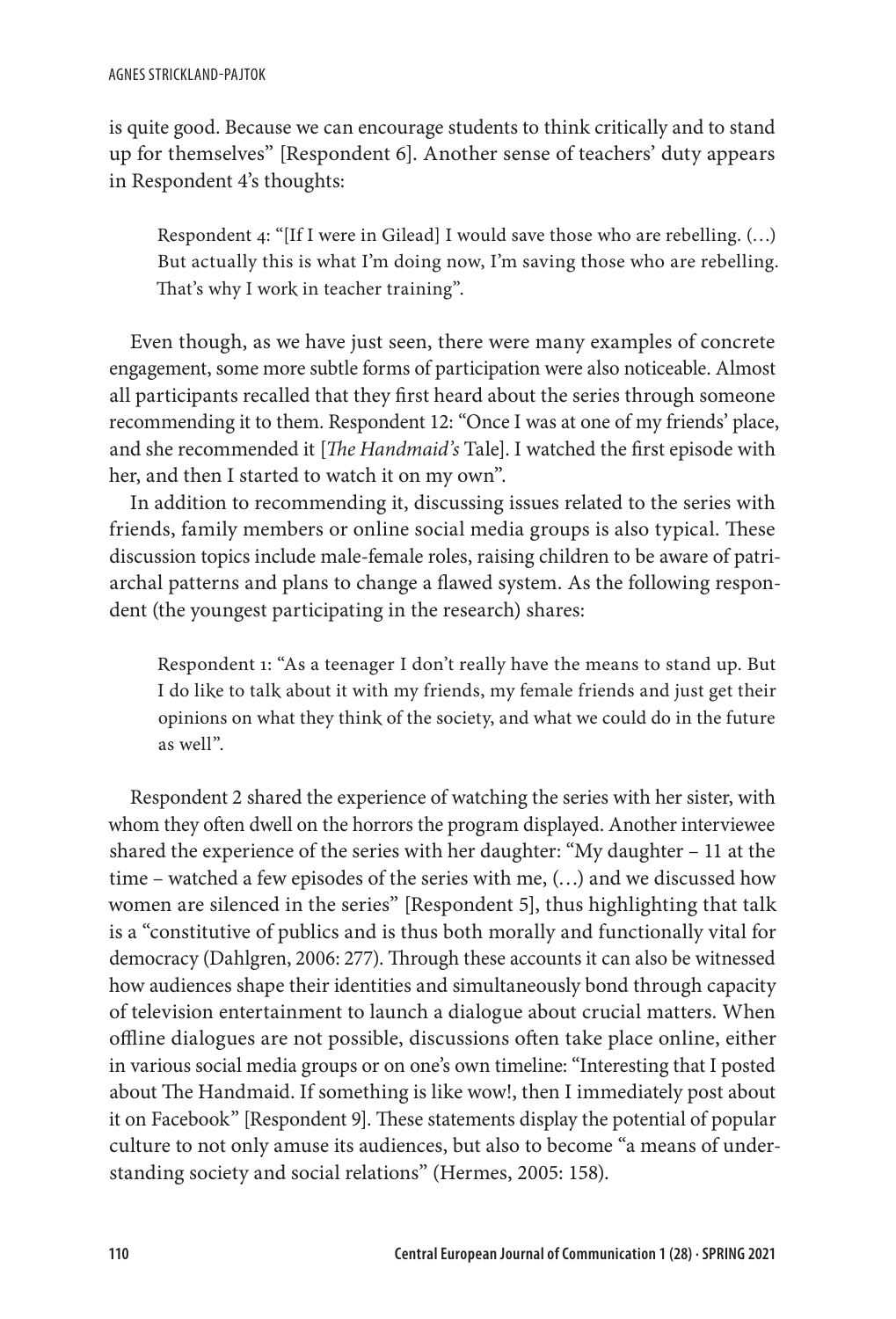is quite good. Because we can encourage students to think critically and to stand up for themselves" [Respondent 6]. Another sense of teachers' duty appears in Respondent 4's thoughts:

> Respondent 4: "[If I were in Gilead] I would save those who are rebelling. (…) But actually this is what I'm doing now, I'm saving those who are rebelling. That's why I work in teacher training".

Even though, as we have just seen, there were many examples of concrete engagement, some more subtle forms of participation were also noticeable. Almost all participants recalled that they first heard about the series through someone recommending it to them. Respondent 12: "Once I was at one of my friends' place, and she recommended it [*The Handmaid's* Tale]. I watched the first episode with her, and then I started to watch it on my own".

In addition to recommending it, discussing issues related to the series with friends, family members or online social media groups is also typical. These discussion topics include male-female roles, raising children to be aware of patriarchal patterns and plans to change a flawed system. As the following respondent (the youngest participating in the research) shares:

> Respondent 1: "As a teenager I don't really have the means to stand up. But I do like to talk about it with my friends, my female friends and just get their opinions on what they think of the society, and what we could do in the future as well".

Respondent 2 shared the experience of watching the series with her sister, with whom they often dwell on the horrors the program displayed. Another interviewee shared the experience of the series with her daughter: "My daughter – 11 at the time – watched a few episodes of the series with me, (…) and we discussed how women are silenced in the series" [Respondent 5], thus highlighting that talk is a "constitutive of publics and is thus both morally and functionally vital for democracy (Dahlgren, 2006: 277). Through these accounts it can also be witnessed how audiences shape their identities and simultaneously bond through capacity of television entertainment to launch a dialogue about crucial matters. When offline dialogues are not possible, discussions often take place online, either in various social media groups or on one's own timeline: "Interesting that I posted about The Handmaid. If something is like wow!, then I immediately post about it on Facebook" [Respondent 9]. These statements display the potential of popular culture to not only amuse its audiences, but also to become "a means of understanding society and social relations" (Hermes, 2005: 158).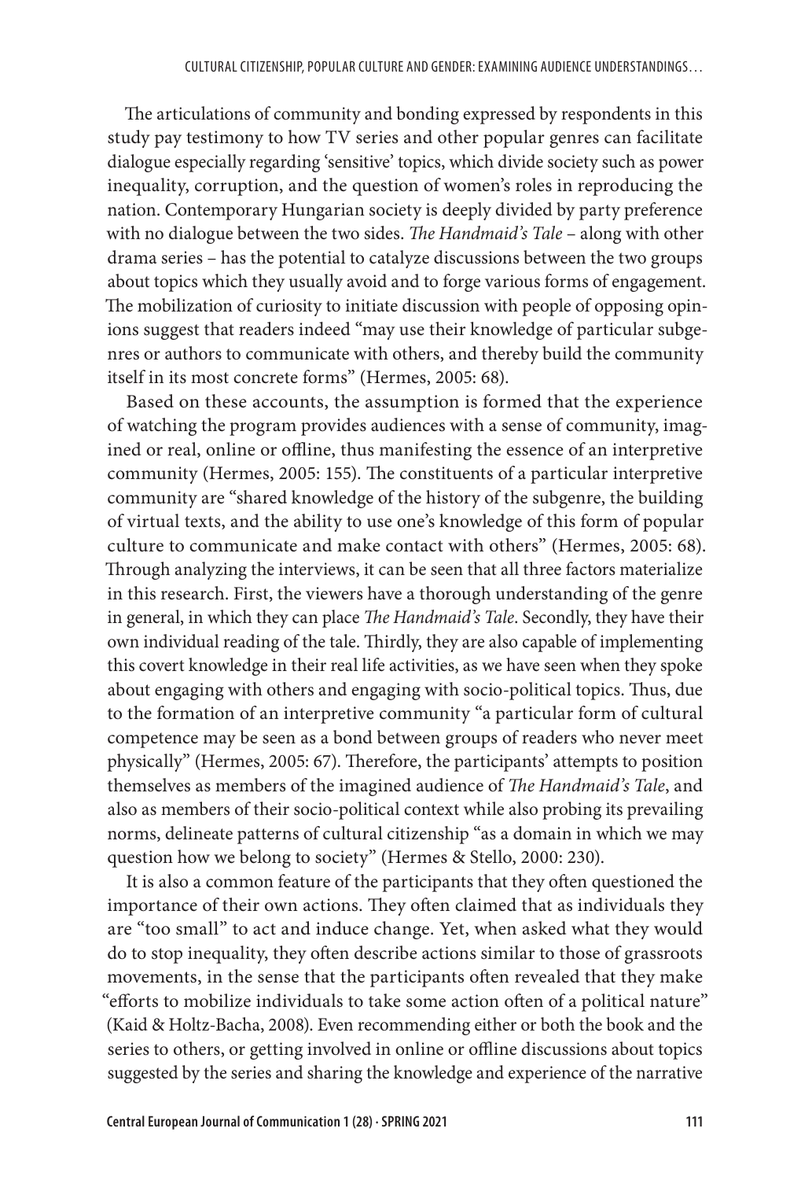The articulations of community and bonding expressed by respondents in this study pay testimony to how TV series and other popular genres can facilitate dialogue especially regarding 'sensitive' topics, which divide society such as power inequality, corruption, and the question of women's roles in reproducing the nation. Contemporary Hungarian society is deeply divided by party preference with no dialogue between the two sides. *The Handmaid's Tale* – along with other drama series – has the potential to catalyze discussions between the two groups about topics which they usually avoid and to forge various forms of engagement. The mobilization of curiosity to initiate discussion with people of opposing opinions suggest that readers indeed "may use their knowledge of particular subgenres or authors to communicate with others, and thereby build the community itself in its most concrete forms" (Hermes, 2005: 68).

Based on these accounts, the assumption is formed that the experience of watching the program provides audiences with a sense of community, imagined or real, online or offline, thus manifesting the essence of an interpretive community (Hermes, 2005: 155). The constituents of a particular interpretive community are "shared knowledge of the history of the subgenre, the building of virtual texts, and the ability to use one's knowledge of this form of popular culture to communicate and make contact with others" (Hermes, 2005: 68). Through analyzing the interviews, it can be seen that all three factors materialize in this research. First, the viewers have a thorough understanding of the genre in general, in which they can place *The Handmaid's Tale*. Secondly, they have their own individual reading of the tale. Thirdly, they are also capable of implementing this covert knowledge in their real life activities, as we have seen when they spoke about engaging with others and engaging with socio-political topics. Thus, due to the formation of an interpretive community "a particular form of cultural competence may be seen as a bond between groups of readers who never meet physically" (Hermes, 2005: 67). Therefore, the participants' attempts to position themselves as members of the imagined audience of *The Handmaid's Tale*, and also as members of their socio-political context while also probing its prevailing norms, delineate patterns of cultural citizenship "as a domain in which we may question how we belong to society" (Hermes & Stello, 2000: 230).

It is also a common feature of the participants that they often questioned the importance of their own actions. They often claimed that as individuals they are "too small" to act and induce change. Yet, when asked what they would do to stop inequality, they often describe actions similar to those of grassroots movements, in the sense that the participants often revealed that they make "efforts to mobilize individuals to take some action often of a political nature" (Kaid & Holtz-Bacha, 2008). Even recommending either or both the book and the series to others, or getting involved in online or offline discussions about topics suggested by the series and sharing the knowledge and experience of the narrative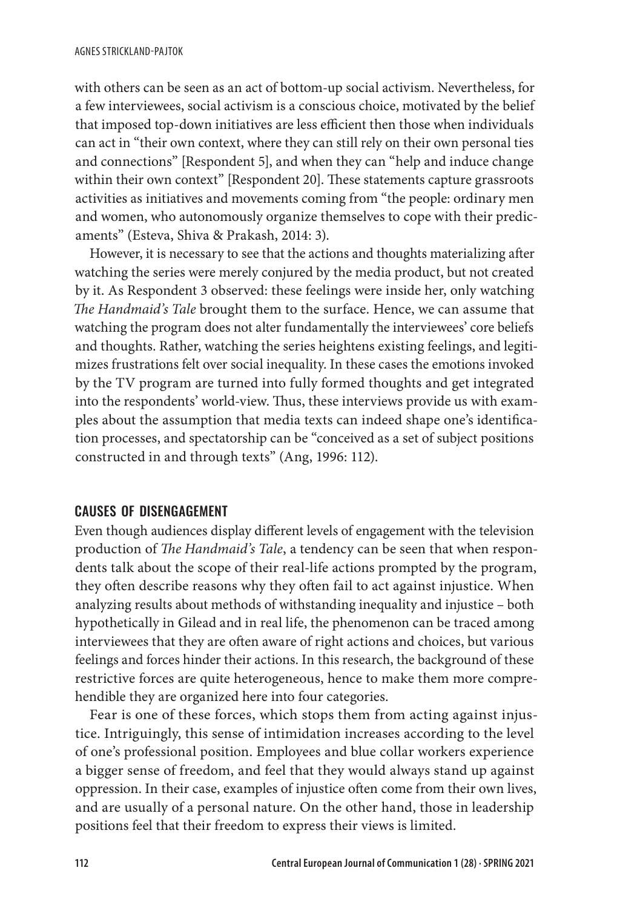with others can be seen as an act of bottom-up social activism. Nevertheless, for a few interviewees, social activism is a conscious choice, motivated by the belief that imposed top-down initiatives are less efficient then those when individuals can act in "their own context, where they can still rely on their own personal ties and connections" [Respondent 5], and when they can "help and induce change within their own context" [Respondent 20]. These statements capture grassroots activities as initiatives and movements coming from "the people: ordinary men and women, who autonomously organize themselves to cope with their predicaments" (Esteva, Shiva & Prakash, 2014: 3).

However, it is necessary to see that the actions and thoughts materializing after watching the series were merely conjured by the media product, but not created by it. As Respondent 3 observed: these feelings were inside her, only watching *The Handmaid's Tale* brought them to the surface. Hence, we can assume that watching the program does not alter fundamentally the interviewees' core beliefs and thoughts. Rather, watching the series heightens existing feelings, and legitimizes frustrations felt over social inequality. In these cases the emotions invoked by the TV program are turned into fully formed thoughts and get integrated into the respondents' world-view. Thus, these interviews provide us with examples about the assumption that media texts can indeed shape one's identification processes, and spectatorship can be "conceived as a set of subject positions constructed in and through texts" (Ang, 1996: 112).

## CAUSES OF DISENGAGEMENT

Even though audiences display different levels of engagement with the television production of *The Handmaid's Tale*, a tendency can be seen that when respondents talk about the scope of their real-life actions prompted by the program, they often describe reasons why they often fail to act against injustice. When analyzing results about methods of withstanding inequality and injustice – both hypothetically in Gilead and in real life, the phenomenon can be traced among interviewees that they are often aware of right actions and choices, but various feelings and forces hinder their actions. In this research, the background of these restrictive forces are quite heterogeneous, hence to make them more comprehendible they are organized here into four categories.

Fear is one of these forces, which stops them from acting against injustice. Intriguingly, this sense of intimidation increases according to the level of one's professional position. Employees and blue collar workers experience a bigger sense of freedom, and feel that they would always stand up against oppression. In their case, examples of injustice often come from their own lives, and are usually of a personal nature. On the other hand, those in leadership positions feel that their freedom to express their views is limited.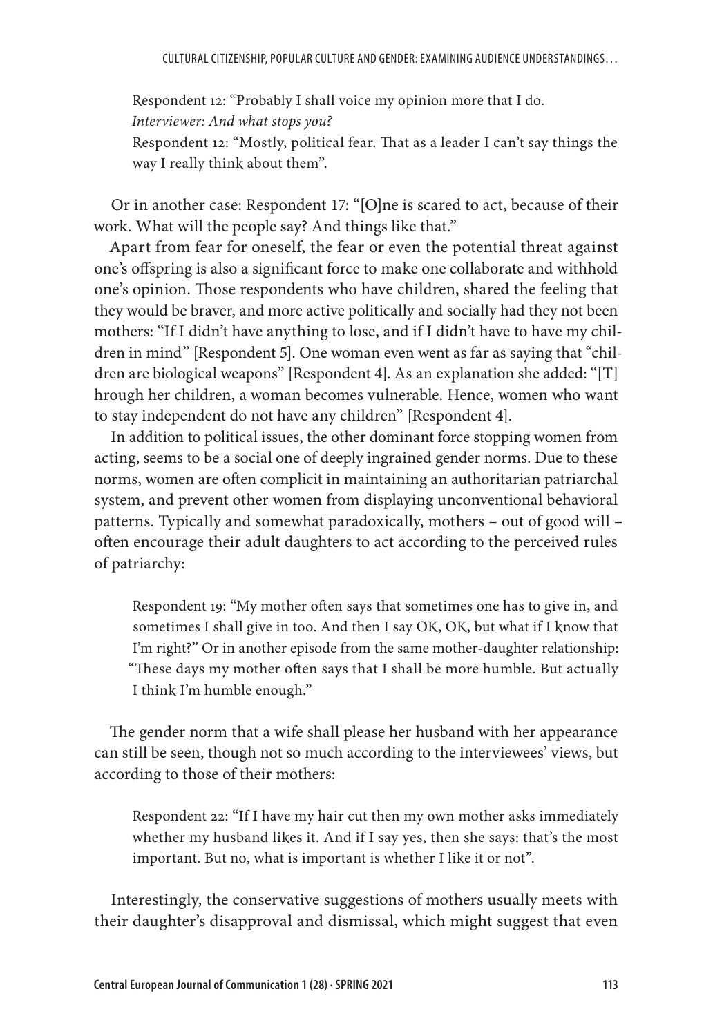Respondent 12: "Probably I shall voice my opinion more that I do.
*Interviewer: And what stops you?*
Respondent 12: "Mostly, political fear. That as a leader I can't say things the way I really think about them".

Or in another case: Respondent 17: "[O]ne is scared to act, because of their work. What will the people say? And things like that."

Apart from fear for oneself, the fear or even the potential threat against one's offspring is also a significant force to make one collaborate and withhold one's opinion. Those respondents who have children, shared the feeling that they would be braver, and more active politically and socially had they not been mothers: "If I didn't have anything to lose, and if I didn't have to have my children in mind" [Respondent 5]. One woman even went as far as saying that "children are biological weapons" [Respondent 4]. As an explanation she added: "[T]hrough her children, a woman becomes vulnerable. Hence, women who want to stay independent do not have any children" [Respondent 4].

In addition to political issues, the other dominant force stopping women from acting, seems to be a social one of deeply ingrained gender norms. Due to these norms, women are often complicit in maintaining an authoritarian patriarchal system, and prevent other women from displaying unconventional behavioral patterns. Typically and somewhat paradoxically, mothers – out of good will – often encourage their adult daughters to act according to the perceived rules of patriarchy:

> Respondent 19: "My mother often says that sometimes one has to give in, and sometimes I shall give in too. And then I say OK, OK, but what if I know that I'm right?" Or in another episode from the same mother-daughter relationship: "These days my mother often says that I shall be more humble. But actually I think I'm humble enough."

The gender norm that a wife shall please her husband with her appearance can still be seen, though not so much according to the interviewees' views, but according to those of their mothers:

> Respondent 22: "If I have my hair cut then my own mother asks immediately whether my husband likes it. And if I say yes, then she says: that's the most important. But no, what is important is whether I like it or not".

Interestingly, the conservative suggestions of mothers usually meets with their daughter's disapproval and dismissal, which might suggest that even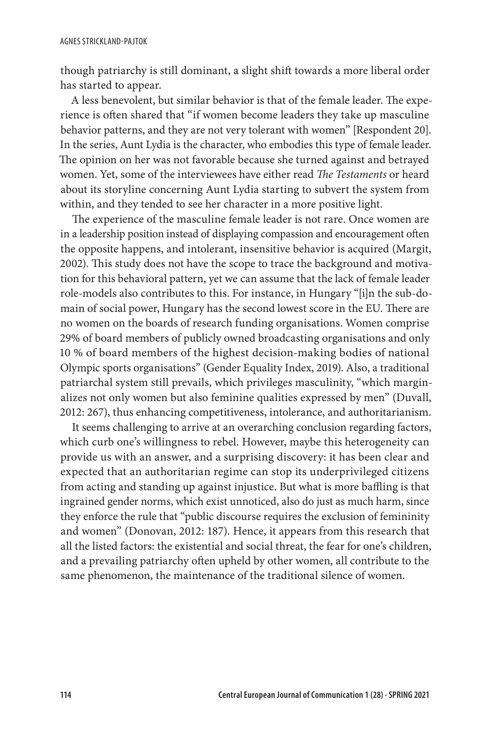though patriarchy is still dominant, a slight shift towards a more liberal order has started to appear.

A less benevolent, but similar behavior is that of the female leader. The experience is often shared that "if women become leaders they take up masculine behavior patterns, and they are not very tolerant with women" [Respondent 20]. In the series, Aunt Lydia is the character, who embodies this type of female leader. The opinion on her was not favorable because she turned against and betrayed women. Yet, some of the interviewees have either read *The Testaments* or heard about its storyline concerning Aunt Lydia starting to subvert the system from within, and they tended to see her character in a more positive light.

The experience of the masculine female leader is not rare. Once women are in a leadership position instead of displaying compassion and encouragement often the opposite happens, and intolerant, insensitive behavior is acquired (Margit, 2002). This study does not have the scope to trace the background and motivation for this behavioral pattern, yet we can assume that the lack of female leader role-models also contributes to this. For instance, in Hungary "[i]n the sub-domain of social power, Hungary has the second lowest score in the EU. There are no women on the boards of research funding organisations. Women comprise 29% of board members of publicly owned broadcasting organisations and only 10 % of board members of the highest decision-making bodies of national Olympic sports organisations" (Gender Equality Index, 2019). Also, a traditional patriarchal system still prevails, which privileges masculinity, "which marginalizes not only women but also feminine qualities expressed by men" (Duvall, 2012: 267), thus enhancing competitiveness, intolerance, and authoritarianism.

It seems challenging to arrive at an overarching conclusion regarding factors, which curb one's willingness to rebel. However, maybe this heterogeneity can provide us with an answer, and a surprising discovery: it has been clear and expected that an authoritarian regime can stop its underprivileged citizens from acting and standing up against injustice. But what is more baffling is that ingrained gender norms, which exist unnoticed, also do just as much harm, since they enforce the rule that "public discourse requires the exclusion of femininity and women" (Donovan, 2012: 187). Hence, it appears from this research that all the listed factors: the existential and social threat, the fear for one's children, and a prevailing patriarchy often upheld by other women, all contribute to the same phenomenon, the maintenance of the traditional silence of women.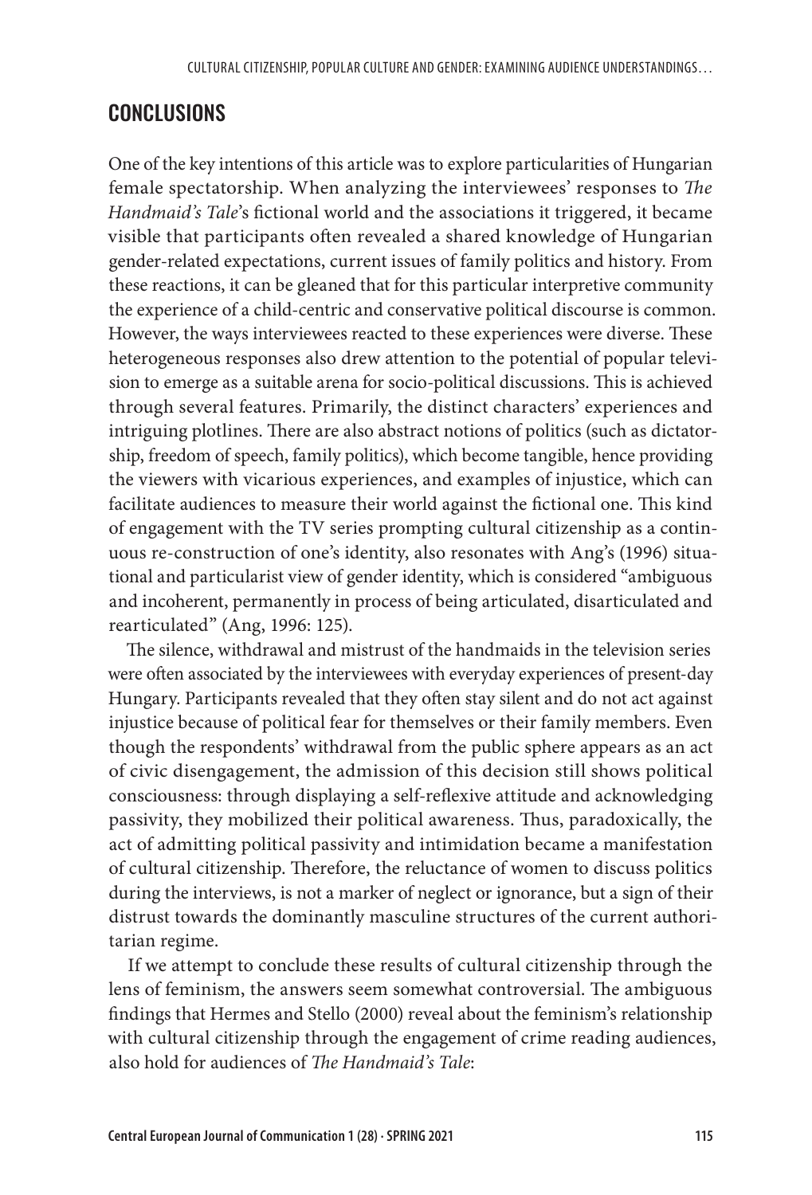## CONCLUSIONS

One of the key intentions of this article was to explore particularities of Hungarian female spectatorship. When analyzing the interviewees' responses to *The Handmaid's Tale*'s fictional world and the associations it triggered, it became visible that participants often revealed a shared knowledge of Hungarian gender-related expectations, current issues of family politics and history. From these reactions, it can be gleaned that for this particular interpretive community the experience of a child-centric and conservative political discourse is common. However, the ways interviewees reacted to these experiences were diverse. These heterogeneous responses also drew attention to the potential of popular television to emerge as a suitable arena for socio-political discussions. This is achieved through several features. Primarily, the distinct characters' experiences and intriguing plotlines. There are also abstract notions of politics (such as dictatorship, freedom of speech, family politics), which become tangible, hence providing the viewers with vicarious experiences, and examples of injustice, which can facilitate audiences to measure their world against the fictional one. This kind of engagement with the TV series prompting cultural citizenship as a continuous re-construction of one's identity, also resonates with Ang's (1996) situational and particularist view of gender identity, which is considered "ambiguous and incoherent, permanently in process of being articulated, disarticulated and rearticulated" (Ang, 1996: 125).

The silence, withdrawal and mistrust of the handmaids in the television series were often associated by the interviewees with everyday experiences of present-day Hungary. Participants revealed that they often stay silent and do not act against injustice because of political fear for themselves or their family members. Even though the respondents' withdrawal from the public sphere appears as an act of civic disengagement, the admission of this decision still shows political consciousness: through displaying a self-reflexive attitude and acknowledging passivity, they mobilized their political awareness. Thus, paradoxically, the act of admitting political passivity and intimidation became a manifestation of cultural citizenship. Therefore, the reluctance of women to discuss politics during the interviews, is not a marker of neglect or ignorance, but a sign of their distrust towards the dominantly masculine structures of the current authoritarian regime.

If we attempt to conclude these results of cultural citizenship through the lens of feminism, the answers seem somewhat controversial. The ambiguous findings that Hermes and Stello (2000) reveal about the feminism's relationship with cultural citizenship through the engagement of crime reading audiences, also hold for audiences of *The Handmaid's Tale*: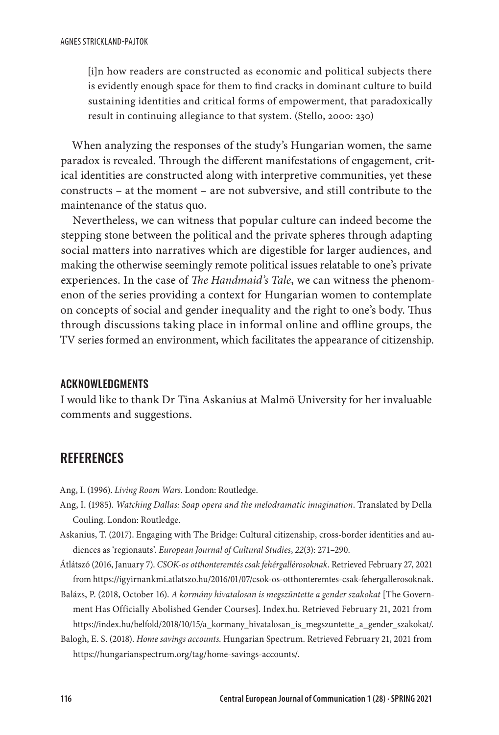> [i]n how readers are constructed as economic and political subjects there is evidently enough space for them to find cracks in dominant culture to build sustaining identities and critical forms of empowerment, that paradoxically result in continuing allegiance to that system. (Stello, 2000: 230)

When analyzing the responses of the study's Hungarian women, the same paradox is revealed. Through the different manifestations of engagement, critical identities are constructed along with interpretive communities, yet these constructs – at the moment – are not subversive, and still contribute to the maintenance of the status quo.

Nevertheless, we can witness that popular culture can indeed become the stepping stone between the political and the private spheres through adapting social matters into narratives which are digestible for larger audiences, and making the otherwise seemingly remote political issues relatable to one's private experiences. In the case of *The Handmaid's Tale*, we can witness the phenomenon of the series providing a context for Hungarian women to contemplate on concepts of social and gender inequality and the right to one's body. Thus through discussions taking place in informal online and offline groups, the TV series formed an environment, which facilitates the appearance of citizenship.

### ACKNOWLEDGMENTS

I would like to thank Dr Tina Askanius at Malmö University for her invaluable comments and suggestions.

## REFERENCES

Ang, I. (1996). *Living Room Wars*. London: Routledge.

Ang, I. (1985). *Watching Dallas: Soap opera and the melodramatic imagination*. Translated by Della Couling. London: Routledge.

Askanius, T. (2017). Engaging with The Bridge: Cultural citizenship, cross-border identities and audiences as 'regionauts'. *European Journal of Cultural Studies*, *22*(3): 271–290.

Átlátszó (2016, January 7). *CSOK-os otthonteremtés csak fehérgallérosoknak*. Retrieved February 27, 2021 from https://igyirnankmi.atlatszo.hu/2016/01/07/csok-os-otthonteremtes-csak-fehergallerosoknak.

Balázs, P. (2018, October 16). *A kormány hivatalosan is megszüntette a gender szakokat* [The Government Has Officially Abolished Gender Courses]. Index.hu. Retrieved February 21, 2021 from https://index.hu/belfold/2018/10/15/a_kormany_hivatalosan_is_megszuntette_a_gender_szakokat/.

Balogh, E. S. (2018). *Home savings accounts*. Hungarian Spectrum. Retrieved February 21, 2021 from https://hungarianspectrum.org/tag/home-savings-accounts/.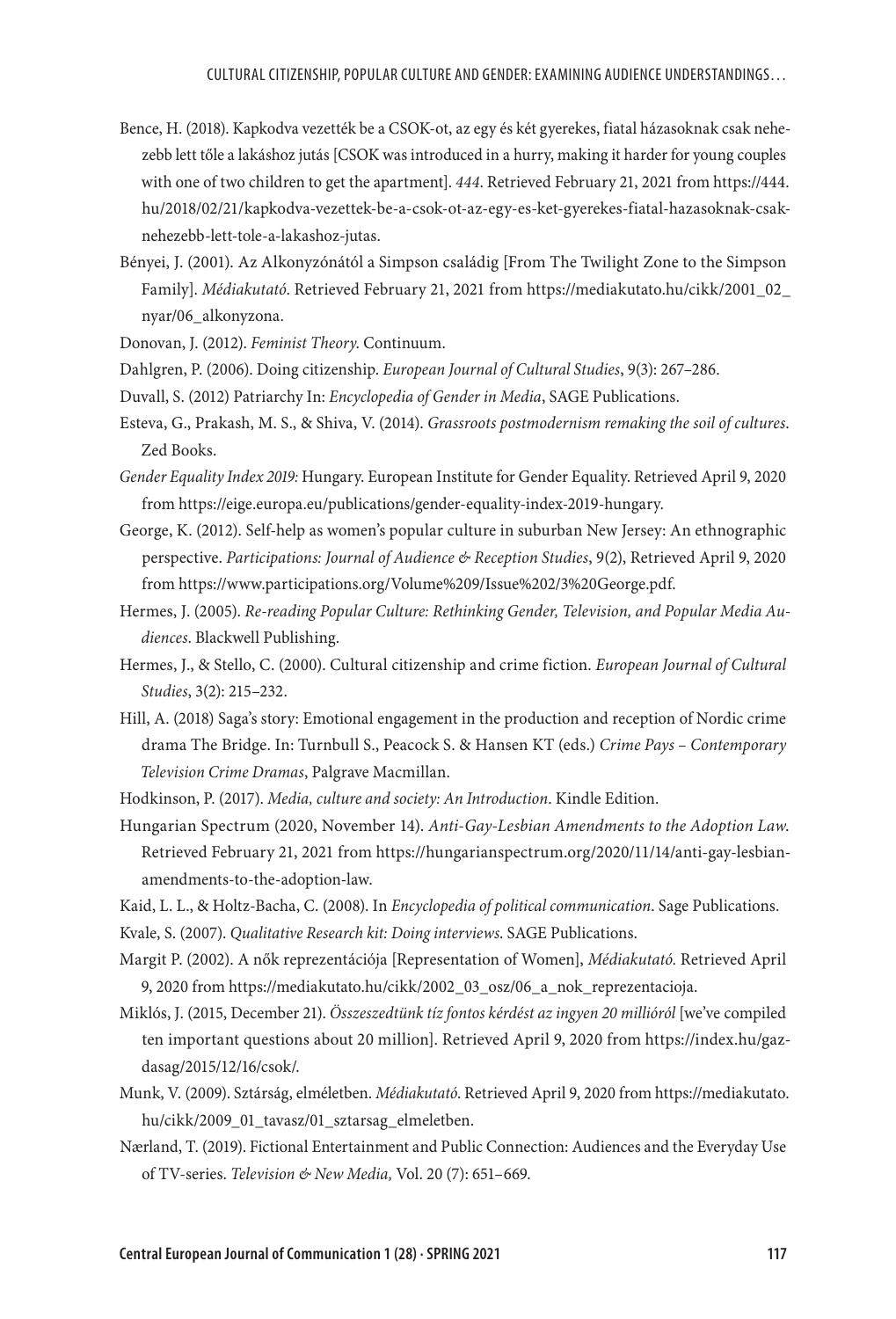Bence, H. (2018). Kapkodva vezették be a CSOK-ot, az egy és két gyerekes, fiatal házasoknak csak nehezebb lett tőle a lakáshoz jutás [CSOK was introduced in a hurry, making it harder for young couples with one of two children to get the apartment]. *444*. Retrieved February 21, 2021 from https://444.hu/2018/02/21/kapkodva-vezettek-be-a-csok-ot-az-egy-es-ket-gyerekes-fiatal-hazasoknak-csak-nehezebb-lett-tole-a-lakashoz-jutas.

Bényei, J. (2001). Az Alkonyzónától a Simpson családig [From The Twilight Zone to the Simpson Family]. *Médiakutató*. Retrieved February 21, 2021 from https://mediakutato.hu/cikk/2001_02_nyar/06_alkonyzona.

Donovan, J. (2012). *Feminist Theory*. Continuum.

Dahlgren, P. (2006). Doing citizenship. *European Journal of Cultural Studies*, 9(3): 267–286.

Duvall, S. (2012) Patriarchy In: *Encyclopedia of Gender in Media*, SAGE Publications.

Esteva, G., Prakash, M. S., & Shiva, V. (2014). *Grassroots postmodernism remaking the soil of cultures*. Zed Books.

*Gender Equality Index 2019:* Hungary. European Institute for Gender Equality. Retrieved April 9, 2020 from https://eige.europa.eu/publications/gender-equality-index-2019-hungary.

George, K. (2012). Self-help as women's popular culture in suburban New Jersey: An ethnographic perspective. *Participations: Journal of Audience & Reception Studies*, 9(2), Retrieved April 9, 2020 from https://www.participations.org/Volume%209/Issue%202/3%20George.pdf.

Hermes, J. (2005). *Re-reading Popular Culture: Rethinking Gender, Television, and Popular Media Audiences*. Blackwell Publishing.

Hermes, J., & Stello, C. (2000). Cultural citizenship and crime fiction. *European Journal of Cultural Studies*, 3(2): 215–232.

Hill, A. (2018) Saga's story: Emotional engagement in the production and reception of Nordic crime drama The Bridge. In: Turnbull S., Peacock S. & Hansen KT (eds.) *Crime Pays – Contemporary Television Crime Dramas*, Palgrave Macmillan.

Hodkinson, P. (2017). *Media, culture and society: An Introduction*. Kindle Edition.

Hungarian Spectrum (2020, November 14). *Anti-Gay-Lesbian Amendments to the Adoption Law*. Retrieved February 21, 2021 from https://hungarianspectrum.org/2020/11/14/anti-gay-lesbian-amendments-to-the-adoption-law.

Kaid, L. L., & Holtz-Bacha, C. (2008). In *Encyclopedia of political communication*. Sage Publications.

Kvale, S. (2007). *Qualitative Research kit: Doing interviews*. SAGE Publications.

Margit P. (2002). A nők reprezentációja [Representation of Women], *Médiakutató.* Retrieved April 9, 2020 from https://mediakutato.hu/cikk/2002_03_osz/06_a_nok_reprezentacioja.

Miklós, J. (2015, December 21). *Összeszedtünk tíz fontos kérdést az ingyen 20 millióról* [we've compiled ten important questions about 20 million]. Retrieved April 9, 2020 from https://index.hu/gazdasag/2015/12/16/csok/.

Munk, V. (2009). Sztárság, elméletben. *Médiakutató*. Retrieved April 9, 2020 from https://mediakutato.hu/cikk/2009_01_tavasz/01_sztarsag_elmeletben.

Nærland, T. (2019). Fictional Entertainment and Public Connection: Audiences and the Everyday Use of TV-series. *Television & New Media,* Vol. 20 (7): 651–669.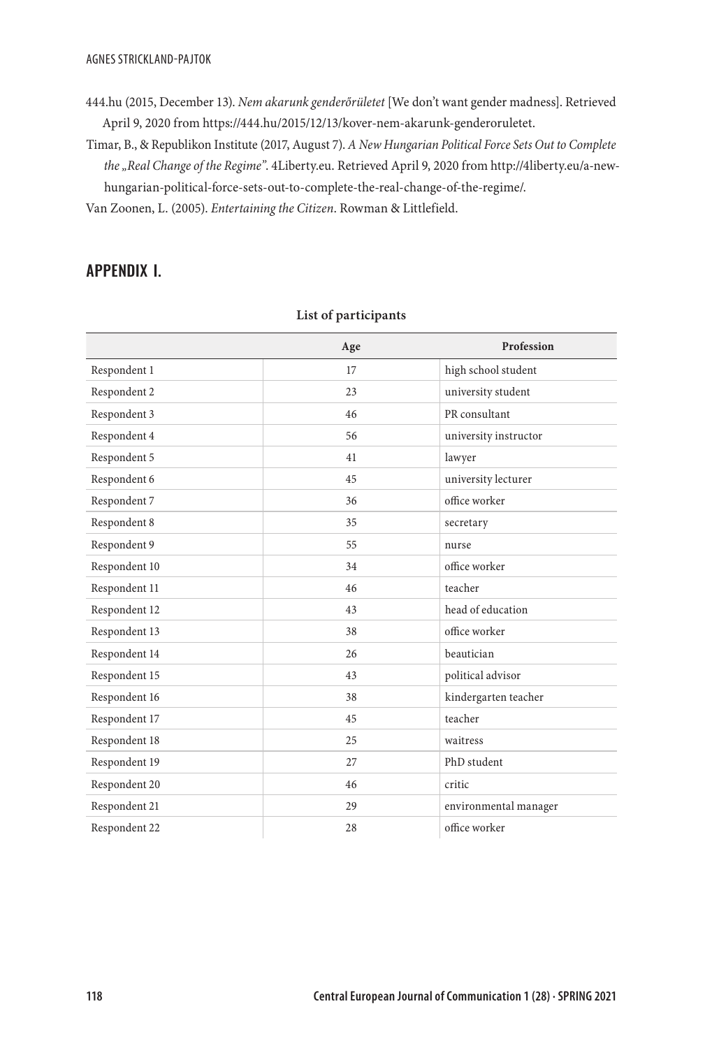444.hu (2015, December 13). *Nem akarunk genderőrületet* [We don't want gender madness]. Retrieved April 9, 2020 from https://444.hu/2015/12/13/kover-nem-akarunk-genderoruletet.

Timar, B., & Republikon Institute (2017, August 7). *A New Hungarian Political Force Sets Out to Complete the „Real Change of the Regime"*. 4Liberty.eu. Retrieved April 9, 2020 from http://4liberty.eu/a-new-hungarian-political-force-sets-out-to-complete-the-real-change-of-the-regime/.

Van Zoonen, L. (2005). *Entertaining the Citizen*. Rowman & Littlefield.

## APPENDIX I.

**List of participants**

| | Age | Profession |
|---|---|---|
| Respondent 1 | 17 | high school student |
| Respondent 2 | 23 | university student |
| Respondent 3 | 46 | PR consultant |
| Respondent 4 | 56 | university instructor |
| Respondent 5 | 41 | lawyer |
| Respondent 6 | 45 | university lecturer |
| Respondent 7 | 36 | office worker |
| Respondent 8 | 35 | secretary |
| Respondent 9 | 55 | nurse |
| Respondent 10 | 34 | office worker |
| Respondent 11 | 46 | teacher |
| Respondent 12 | 43 | head of education |
| Respondent 13 | 38 | office worker |
| Respondent 14 | 26 | beautician |
| Respondent 15 | 43 | political advisor |
| Respondent 16 | 38 | kindergarten teacher |
| Respondent 17 | 45 | teacher |
| Respondent 18 | 25 | waitress |
| Respondent 19 | 27 | PhD student |
| Respondent 20 | 46 | critic |
| Respondent 21 | 29 | environmental manager |
| Respondent 22 | 28 | office worker |